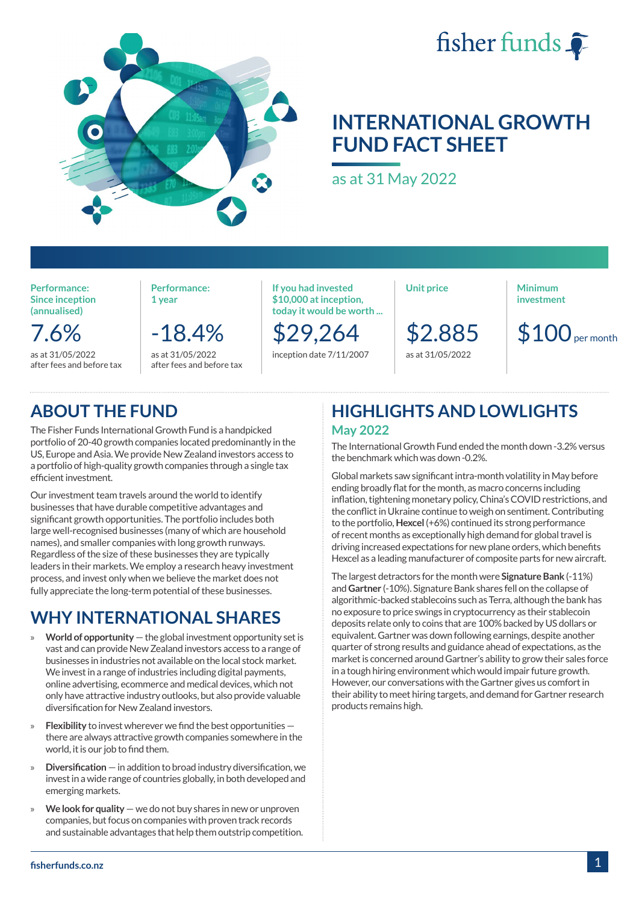fisher funds

# INTERNATIONAL GROWTH FUND FACT SHEET

as at 31 May 2022

| Performance: Since inception (annualised) | Performance: 1 year | If you had invested $10,000 at inception, today it would be worth ... | Unit price | Minimum investment |
|---|---|---|---|---|
| 7.6% | -18.4% | $29,264 | $2.885 | $100 per month |
| as at 31/05/2022 after fees and before tax | as at 31/05/2022 after fees and before tax | inception date 7/11/2007 | as at 31/05/2022 | |

## ABOUT THE FUND

The Fisher Funds International Growth Fund is a handpicked portfolio of 20-40 growth companies located predominantly in the US, Europe and Asia. We provide New Zealand investors access to a portfolio of high-quality growth companies through a single tax efficient investment.

Our investment team travels around the world to identify businesses that have durable competitive advantages and significant growth opportunities. The portfolio includes both large well-recognised businesses (many of which are household names), and smaller companies with long growth runways. Regardless of the size of these businesses they are typically leaders in their markets. We employ a research heavy investment process, and invest only when we believe the market does not fully appreciate the long-term potential of these businesses.

## WHY INTERNATIONAL SHARES

- **World of opportunity** — the global investment opportunity set is vast and can provide New Zealand investors access to a range of businesses in industries not available on the local stock market. We invest in a range of industries including digital payments, online advertising, ecommerce and medical devices, which not only have attractive industry outlooks, but also provide valuable diversification for New Zealand investors.
- **Flexibility** to invest wherever we find the best opportunities — there are always attractive growth companies somewhere in the world, it is our job to find them.
- **Diversification** — in addition to broad industry diversification, we invest in a wide range of countries globally, in both developed and emerging markets.
- **We look for quality** — we do not buy shares in new or unproven companies, but focus on companies with proven track records and sustainable advantages that help them outstrip competition.

## HIGHLIGHTS AND LOWLIGHTS

### May 2022

The International Growth Fund ended the month down -3.2% versus the benchmark which was down -0.2%.

Global markets saw significant intra-month volatility in May before ending broadly flat for the month, as macro concerns including inflation, tightening monetary policy, China's COVID restrictions, and the conflict in Ukraine continue to weigh on sentiment. Contributing to the portfolio, **Hexcel** (+6%) continued its strong performance of recent months as exceptionally high demand for global travel is driving increased expectations for new plane orders, which benefits Hexcel as a leading manufacturer of composite parts for new aircraft.

The largest detractors for the month were **Signature Bank** (-11%) and **Gartner** (-10%). Signature Bank shares fell on the collapse of algorithmic-backed stablecoins such as Terra, although the bank has no exposure to price swings in cryptocurrency as their stablecoin deposits relate only to coins that are 100% backed by US dollars or equivalent. Gartner was down following earnings, despite another quarter of strong results and guidance ahead of expectations, as the market is concerned around Gartner's ability to grow their sales force in a tough hiring environment which would impair future growth. However, our conversations with the Gartner gives us comfort in their ability to meet hiring targets, and demand for Gartner research products remains high.

fisherfunds.co.nz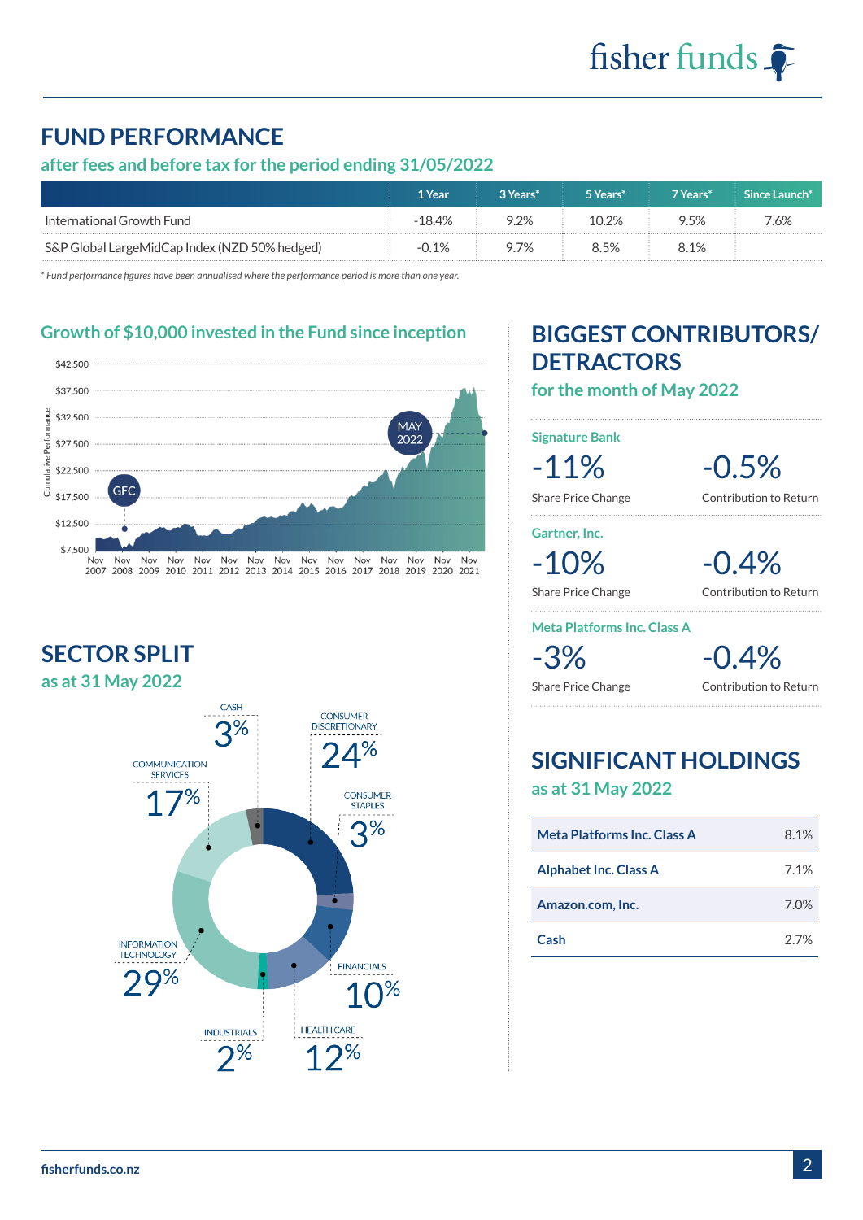## FUND PERFORMANCE

### after fees and before tax for the period ending 31/05/2022

| | 1 Year | 3 Years* | 5 Years* | 7 Years* | Since Launch* |
|---|---|---|---|---|---|
| International Growth Fund | -18.4% | 9.2% | 10.2% | 9.5% | 7.6% |
| S&P Global LargeMidCap Index (NZD 50% hedged) | -0.1% | 9.7% | 8.5% | 8.1% | |

*\* Fund performance figures have been annualised where the performance period is more than one year.*

### Growth of $10,000 invested in the Fund since inception

Cumulative Performance: $7,500 – $42,500; Nov 2007 – Nov 2021. Markers: GFC; MAY 2022.

## SECTOR SPLIT

### as at 31 May 2022

| Sector | % |
|---|---|
| Cash | 3% |
| Consumer Discretionary | 24% |
| Consumer Staples | 3% |
| Financials | 10% |
| Health Care | 12% |
| Industrials | 2% |
| Information Technology | 29% |
| Communication Services | 17% |

## BIGGEST CONTRIBUTORS/ DETRACTORS

### for the month of May 2022

| | Share Price Change | Contribution to Return |
|---|---|---|
| Signature Bank | -11% | -0.5% |
| Gartner, Inc. | -10% | -0.4% |
| Meta Platforms Inc. Class A | -3% | -0.4% |

## SIGNIFICANT HOLDINGS

### as at 31 May 2022

| Holding | % |
|---|---|
| Meta Platforms Inc. Class A | 8.1% |
| Alphabet Inc. Class A | 7.1% |
| Amazon.com, Inc. | 7.0% |
| Cash | 2.7% |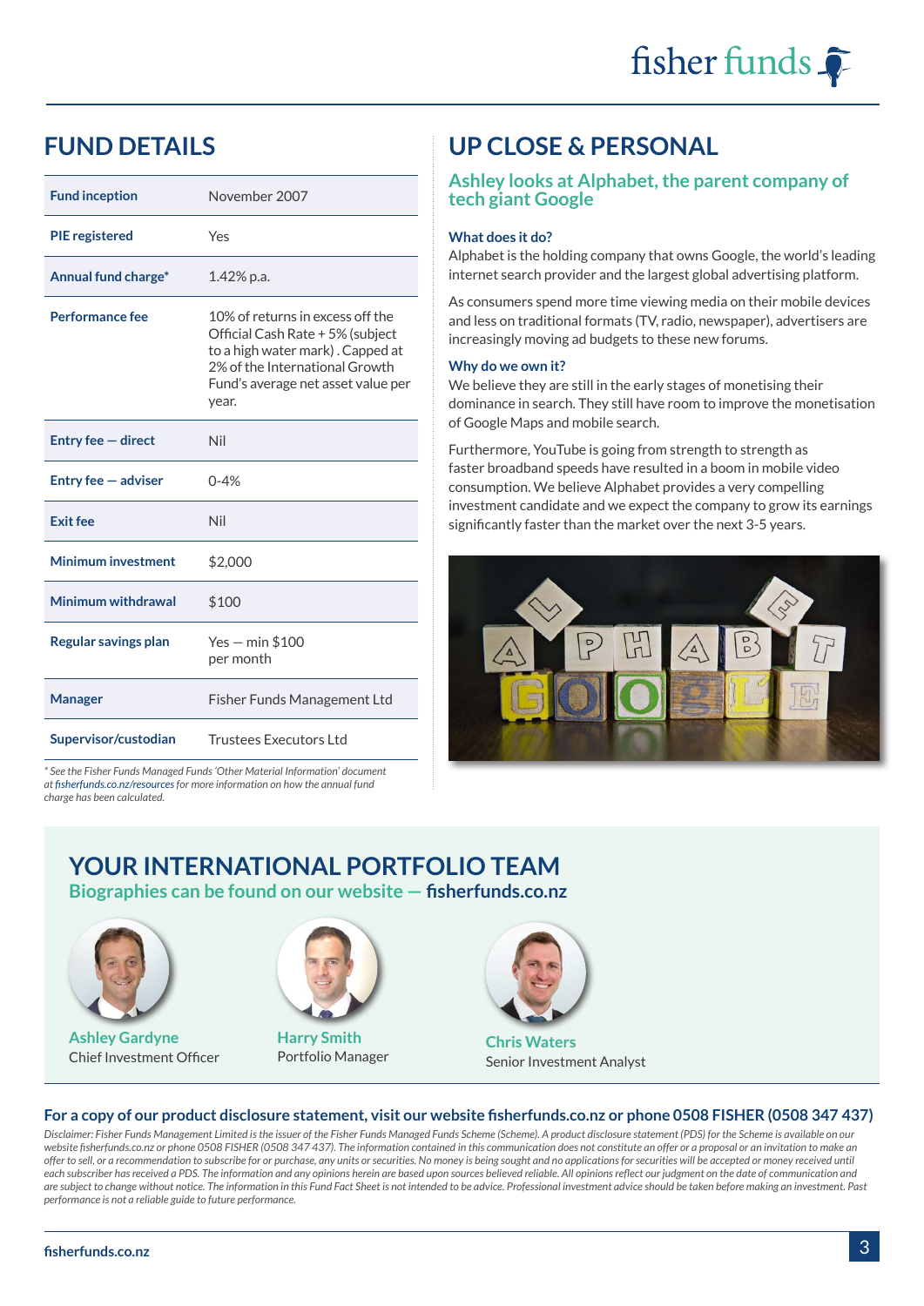## FUND DETAILS

| | |
|---|---|
| **Fund inception** | November 2007 |
| **PIE registered** | Yes |
| **Annual fund charge*** | 1.42% p.a. |
| **Performance fee** | 10% of returns in excess off the Official Cash Rate + 5% (subject to a high water mark) . Capped at 2% of the International Growth Fund's average net asset value per year. |
| **Entry fee — direct** | Nil |
| **Entry fee — adviser** | 0-4% |
| **Exit fee** | Nil |
| **Minimum investment** | $2,000 |
| **Minimum withdrawal** | $100 |
| **Regular savings plan** | Yes — min $100 per month |
| **Manager** | Fisher Funds Management Ltd |
| **Supervisor/custodian** | Trustees Executors Ltd |

*\* See the Fisher Funds Managed Funds 'Other Material Information' document at fisherfunds.co.nz/resources for more information on how the annual fund charge has been calculated.*

## UP CLOSE & PERSONAL

### Ashley looks at Alphabet, the parent company of tech giant Google

**What does it do?**

Alphabet is the holding company that owns Google, the world's leading internet search provider and the largest global advertising platform.

As consumers spend more time viewing media on their mobile devices and less on traditional formats (TV, radio, newspaper), advertisers are increasingly moving ad budgets to these new forums.

**Why do we own it?**

We believe they are still in the early stages of monetising their dominance in search. They still have room to improve the monetisation of Google Maps and mobile search.

Furthermore, YouTube is going from strength to strength as faster broadband speeds have resulted in a boom in mobile video consumption. We believe Alphabet provides a very compelling investment candidate and we expect the company to grow its earnings significantly faster than the market over the next 3-5 years.

## YOUR INTERNATIONAL PORTFOLIO TEAM

### Biographies can be found on our website — fisherfunds.co.nz

**Ashley Gardyne**
Chief Investment Officer

**Harry Smith**
Portfolio Manager

**Chris Waters**
Senior Investment Analyst

**For a copy of our product disclosure statement, visit our website fisherfunds.co.nz or phone 0508 FISHER (0508 347 437)**

*Disclaimer: Fisher Funds Management Limited is the issuer of the Fisher Funds Managed Funds Scheme (Scheme). A product disclosure statement (PDS) for the Scheme is available on our website fisherfunds.co.nz or phone 0508 FISHER (0508 347 437). The information contained in this communication does not constitute an offer or a proposal or an invitation to make an offer to sell, or a recommendation to subscribe for or purchase, any units or securities. No money is being sought and no applications for securities will be accepted or money received until each subscriber has received a PDS. The information and any opinions herein are based upon sources believed reliable. All opinions reflect our judgment on the date of communication and are subject to change without notice. The information in this Fund Fact Sheet is not intended to be advice. Professional investment advice should be taken before making an investment. Past performance is not a reliable guide to future performance.*